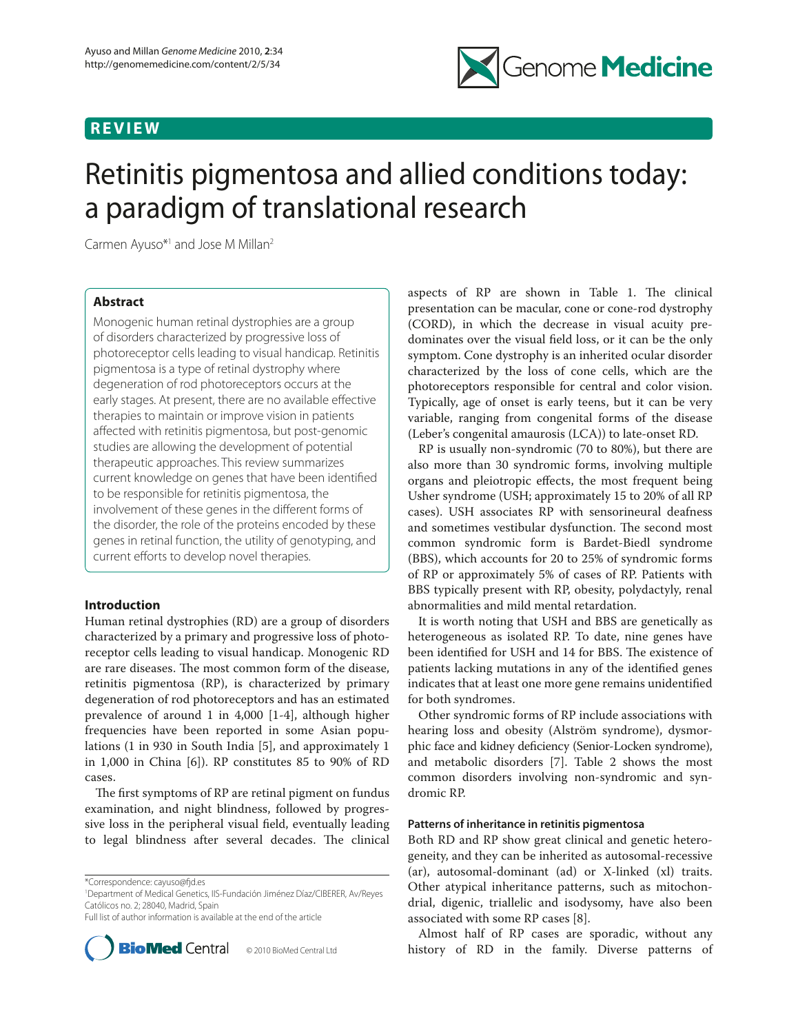REVIEW

# Retinitis pigmentosa and allied conditions today: a paradigm of translational research

Carmen Ayuso*[1] and Jose M Millan[2]

## Abstract

Monogenic human retinal dystrophies are a group of disorders characterized by progressive loss of photoreceptor cells leading to visual handicap. Retinitis pigmentosa is a type of retinal dystrophy where degeneration of rod photoreceptors occurs at the early stages. At present, there are no available effective therapies to maintain or improve vision in patients affected with retinitis pigmentosa, but post-genomic studies are allowing the development of potential therapeutic approaches. This review summarizes current knowledge on genes that have been identified to be responsible for retinitis pigmentosa, the involvement of these genes in the different forms of the disorder, the role of the proteins encoded by these genes in retinal function, the utility of genotyping, and current efforts to develop novel therapies.

## Introduction

Human retinal dystrophies (RD) are a group of disorders characterized by a primary and progressive loss of photoreceptor cells leading to visual handicap. Monogenic RD are rare diseases. The most common form of the disease, retinitis pigmentosa (RP), is characterized by primary degeneration of rod photoreceptors and has an estimated prevalence of around 1 in 4,000 [1-4], although higher frequencies have been reported in some Asian populations (1 in 930 in South India [5], and approximately 1 in 1,000 in China [6]). RP constitutes 85 to 90% of RD cases.

The first symptoms of RP are retinal pigment on fundus examination, and night blindness, followed by progressive loss in the peripheral visual field, eventually leading to legal blindness after several decades. The clinical aspects of RP are shown in Table 1. The clinical presentation can be macular, cone or cone-rod dystrophy (CORD), in which the decrease in visual acuity predominates over the visual field loss, or it can be the only symptom. Cone dystrophy is an inherited ocular disorder characterized by the loss of cone cells, which are the photoreceptors responsible for central and color vision. Typically, age of onset is early teens, but it can be very variable, ranging from congenital forms of the disease (Leber's congenital amaurosis (LCA)) to late-onset RD.

RP is usually non-syndromic (70 to 80%), but there are also more than 30 syndromic forms, involving multiple organs and pleiotropic effects, the most frequent being Usher syndrome (USH; approximately 15 to 20% of all RP cases). USH associates RP with sensorineural deafness and sometimes vestibular dysfunction. The second most common syndromic form is Bardet-Biedl syndrome (BBS), which accounts for 20 to 25% of syndromic forms of RP or approximately 5% of cases of RP. Patients with BBS typically present with RP, obesity, polydactyly, renal abnormalities and mild mental retardation.

It is worth noting that USH and BBS are genetically as heterogeneous as isolated RP. To date, nine genes have been identified for USH and 14 for BBS. The existence of patients lacking mutations in any of the identified genes indicates that at least one more gene remains unidentified for both syndromes.

Other syndromic forms of RP include associations with hearing loss and obesity (Alström syndrome), dysmorphic face and kidney deficiency (Senior-Locken syndrome), and metabolic disorders [7]. Table 2 shows the most common disorders involving non-syndromic and syndromic RP.

### Patterns of inheritance in retinitis pigmentosa

Both RD and RP show great clinical and genetic heterogeneity, and they can be inherited as autosomal-recessive (ar), autosomal-dominant (ad) or X-linked (xl) traits. Other atypical inheritance patterns, such as mitochondrial, digenic, triallelic and isodysomy, have also been associated with some RP cases [8].

Almost half of RP cases are sporadic, without any history of RD in the family. Diverse patterns of

*Correspondence: cayuso@fjd.es
[1]Department of Medical Genetics, IIS-Fundación Jiménez Díaz/CIBERER, Av/Reyes Católicos no. 2; 28040, Madrid, Spain
Full list of author information is available at the end of the article

© 2010 BioMed Central Ltd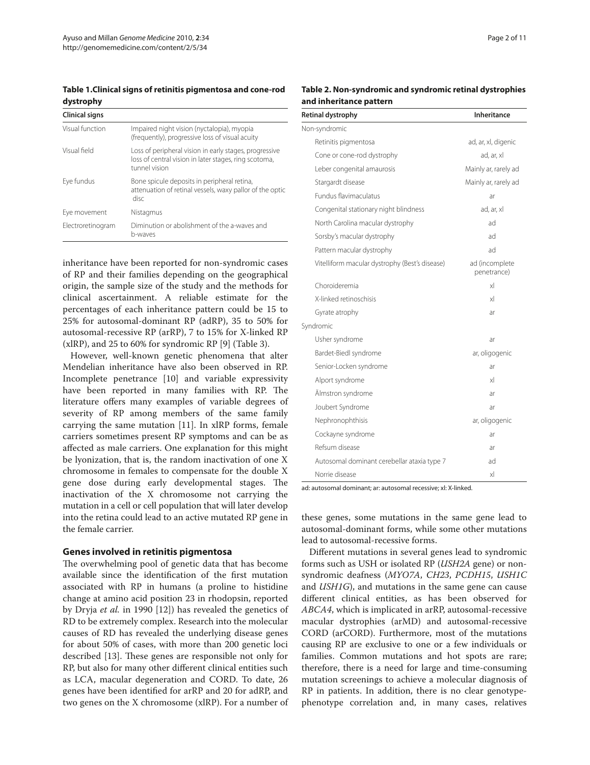**Table 1. Clinical signs of retinitis pigmentosa and cone-rod dystrophy**

| Clinical signs | |
|---|---|
| Visual function | Impaired night vision (nyctalopia), myopia (frequently), progressive loss of visual acuity |
| Visual field | Loss of peripheral vision in early stages, progressive loss of central vision in later stages, ring scotoma, tunnel vision |
| Eye fundus | Bone spicule deposits in peripheral retina, attenuation of retinal vessels, waxy pallor of the optic disc |
| Eye movement | Nistagmus |
| Electroretinogram | Diminution or abolishment of the a-waves and b-waves |

inheritance have been reported for non-syndromic cases of RP and their families depending on the geographical origin, the sample size of the study and the methods for clinical ascertainment. A reliable estimate for the percentages of each inheritance pattern could be 15 to 25% for autosomal-dominant RP (adRP), 35 to 50% for autosomal-recessive RP (arRP), 7 to 15% for X-linked RP (xlRP), and 25 to 60% for syndromic RP [9] (Table 3).

However, well-known genetic phenomena that alter Mendelian inheritance have also been observed in RP. Incomplete penetrance [10] and variable expressivity have been reported in many families with RP. The literature offers many examples of variable degrees of severity of RP among members of the same family carrying the same mutation [11]. In xlRP forms, female carriers sometimes present RP symptoms and can be as affected as male carriers. One explanation for this might be lyonization, that is, the random inactivation of one X chromosome in females to compensate for the double X gene dose during early developmental stages. The inactivation of the X chromosome not carrying the mutation in a cell or cell population that will later develop into the retina could lead to an active mutated RP gene in the female carrier.

## Genes involved in retinitis pigmentosa

The overwhelming pool of genetic data that has become available since the identification of the first mutation associated with RP in humans (a proline to histidine change at amino acid position 23 in rhodopsin, reported by Dryja *et al.* in 1990 [12]) has revealed the genetics of RD to be extremely complex. Research into the molecular causes of RD has revealed the underlying disease genes for about 50% of cases, with more than 200 genetic loci described [13]. These genes are responsible not only for RP, but also for many other different clinical entities such as LCA, macular degeneration and CORD. To date, 26 genes have been identified for arRP and 20 for adRP, and two genes on the X chromosome (xlRP). For a number of

**Table 2. Non-syndromic and syndromic retinal dystrophies and inheritance pattern**

| Retinal dystrophy | Inheritance |
|---|---|
| Non-syndromic | |
| Retinitis pigmentosa | ad, ar, xl, digenic |
| Cone or cone-rod dystrophy | ad, ar, xl |
| Leber congenital amaurosis | Mainly ar, rarely ad |
| Stargardt disease | Mainly ar, rarely ad |
| Fundus flavimaculatus | ar |
| Congenital stationary night blindness | ad, ar, xl |
| North Carolina macular dystrophy | ad |
| Sorsby's macular dystrophy | ad |
| Pattern macular dystrophy | ad |
| Vitelliform macular dystrophy (Best's disease) | ad (incomplete penetrance) |
| Choroideremia | xl |
| X-linked retinoschisis | xl |
| Gyrate atrophy | ar |
| Syndromic | |
| Usher syndrome | ar |
| Bardet-Biedl syndrome | ar, oligogenic |
| Senior-Locken syndrome | ar |
| Alport syndrome | xl |
| Älmstron syndrome | ar |
| Joubert Syndrome | ar |
| Nephronophthisis | ar, oligogenic |
| Cockayne syndrome | ar |
| Refsum disease | ar |
| Autosomal dominant cerebellar ataxia type 7 | ad |
| Norrie disease | xl |

ad: autosomal dominant; ar: autosomal recessive; xl: X-linked.

these genes, some mutations in the same gene lead to autosomal-dominant forms, while some other mutations lead to autosomal-recessive forms.

Different mutations in several genes lead to syndromic forms such as USH or isolated RP (*USH2A* gene) or non-syndromic deafness (*MYO7A*, *CH23*, *PCDH15*, *USH1C* and *USH1G*), and mutations in the same gene can cause different clinical entities, as has been observed for *ABCA4*, which is implicated in arRP, autosomal-recessive macular dystrophies (arMD) and autosomal-recessive CORD (arCORD). Furthermore, most of the mutations causing RP are exclusive to one or a few individuals or families. Common mutations and hot spots are rare; therefore, there is a need for large and time-consuming mutation screenings to achieve a molecular diagnosis of RP in patients. In addition, there is no clear genotype-phenotype correlation and, in many cases, relatives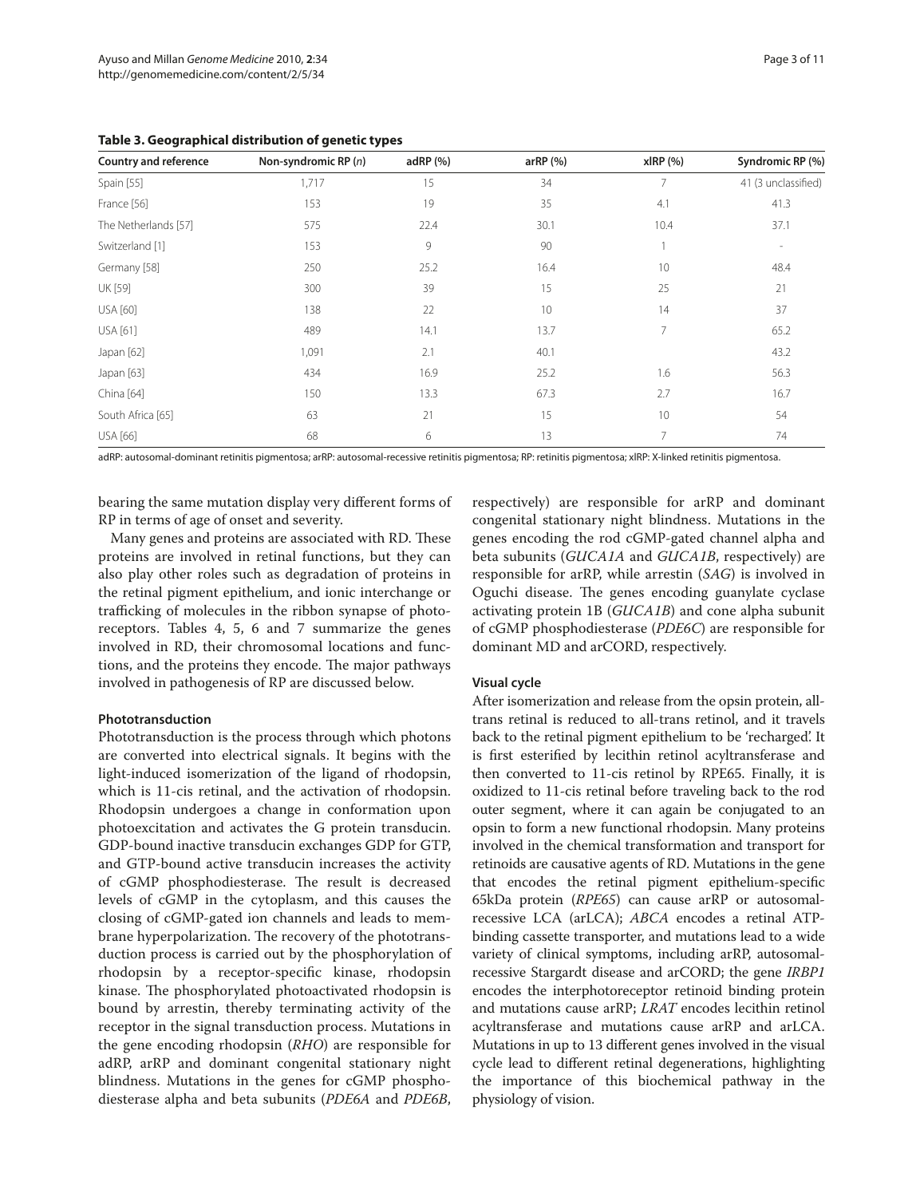**Table 3. Geographical distribution of genetic types**

| Country and reference | Non-syndromic RP (*n*) | adRP (%) | arRP (%) | xlRP (%) | Syndromic RP (%) |
|---|---|---|---|---|---|
| Spain [55] | 1,717 | 15 | 34 | 7 | 41 (3 unclassified) |
| France [56] | 153 | 19 | 35 | 4.1 | 41.3 |
| The Netherlands [57] | 575 | 22.4 | 30.1 | 10.4 | 37.1 |
| Switzerland [1] | 153 | 9 | 90 | 1 | - |
| Germany [58] | 250 | 25.2 | 16.4 | 10 | 48.4 |
| UK [59] | 300 | 39 | 15 | 25 | 21 |
| USA [60] | 138 | 22 | 10 | 14 | 37 |
| USA [61] | 489 | 14.1 | 13.7 | 7 | 65.2 |
| Japan [62] | 1,091 | 2.1 | 40.1 | | 43.2 |
| Japan [63] | 434 | 16.9 | 25.2 | 1.6 | 56.3 |
| China [64] | 150 | 13.3 | 67.3 | 2.7 | 16.7 |
| South Africa [65] | 63 | 21 | 15 | 10 | 54 |
| USA [66] | 68 | 6 | 13 | 7 | 74 |

adRP: autosomal-dominant retinitis pigmentosa; arRP: autosomal-recessive retinitis pigmentosa; RP: retinitis pigmentosa; xlRP: X-linked retinitis pigmentosa.

bearing the same mutation display very different forms of RP in terms of age of onset and severity.

Many genes and proteins are associated with RD. These proteins are involved in retinal functions, but they can also play other roles such as degradation of proteins in the retinal pigment epithelium, and ionic interchange or trafficking of molecules in the ribbon synapse of photoreceptors. Tables 4, 5, 6 and 7 summarize the genes involved in RD, their chromosomal locations and functions, and the proteins they encode. The major pathways involved in pathogenesis of RP are discussed below.

### Phototransduction

Phototransduction is the process through which photons are converted into electrical signals. It begins with the light-induced isomerization of the ligand of rhodopsin, which is 11-cis retinal, and the activation of rhodopsin. Rhodopsin undergoes a change in conformation upon photoexcitation and activates the G protein transducin. GDP-bound inactive transducin exchanges GDP for GTP, and GTP-bound active transducin increases the activity of cGMP phosphodiesterase. The result is decreased levels of cGMP in the cytoplasm, and this causes the closing of cGMP-gated ion channels and leads to membrane hyperpolarization. The recovery of the phototransduction process is carried out by the phosphorylation of rhodopsin by a receptor-specific kinase, rhodopsin kinase. The phosphorylated photoactivated rhodopsin is bound by arrestin, thereby terminating activity of the receptor in the signal transduction process. Mutations in the gene encoding rhodopsin (*RHO*) are responsible for adRP, arRP and dominant congenital stationary night blindness. Mutations in the genes for cGMP phosphodiesterase alpha and beta subunits (*PDE6A* and *PDE6B*, respectively) are responsible for arRP and dominant congenital stationary night blindness. Mutations in the genes encoding the rod cGMP-gated channel alpha and beta subunits (*GUCA1A* and *GUCA1B*, respectively) are responsible for arRP, while arrestin (*SAG*) is involved in Oguchi disease. The genes encoding guanylate cyclase activating protein 1B (*GUCA1B*) and cone alpha subunit of cGMP phosphodiesterase (*PDE6C*) are responsible for dominant MD and arCORD, respectively.

### Visual cycle

After isomerization and release from the opsin protein, all-trans retinal is reduced to all-trans retinol, and it travels back to the retinal pigment epithelium to be 'recharged'. It is first esterified by lecithin retinol acyltransferase and then converted to 11-cis retinol by RPE65. Finally, it is oxidized to 11-cis retinal before traveling back to the rod outer segment, where it can again be conjugated to an opsin to form a new functional rhodopsin. Many proteins involved in the chemical transformation and transport for retinoids are causative agents of RD. Mutations in the gene that encodes the retinal pigment epithelium-specific 65kDa protein (*RPE65*) can cause arRP or autosomal-recessive LCA (arLCA); *ABCA* encodes a retinal ATP-binding cassette transporter, and mutations lead to a wide variety of clinical symptoms, including arRP, autosomal-recessive Stargardt disease and arCORD; the gene *IRBP1* encodes the interphotoreceptor retinoid binding protein and mutations cause arRP; *LRAT* encodes lecithin retinol acyltransferase and mutations cause arRP and arLCA. Mutations in up to 13 different genes involved in the visual cycle lead to different retinal degenerations, highlighting the importance of this biochemical pathway in the physiology of vision.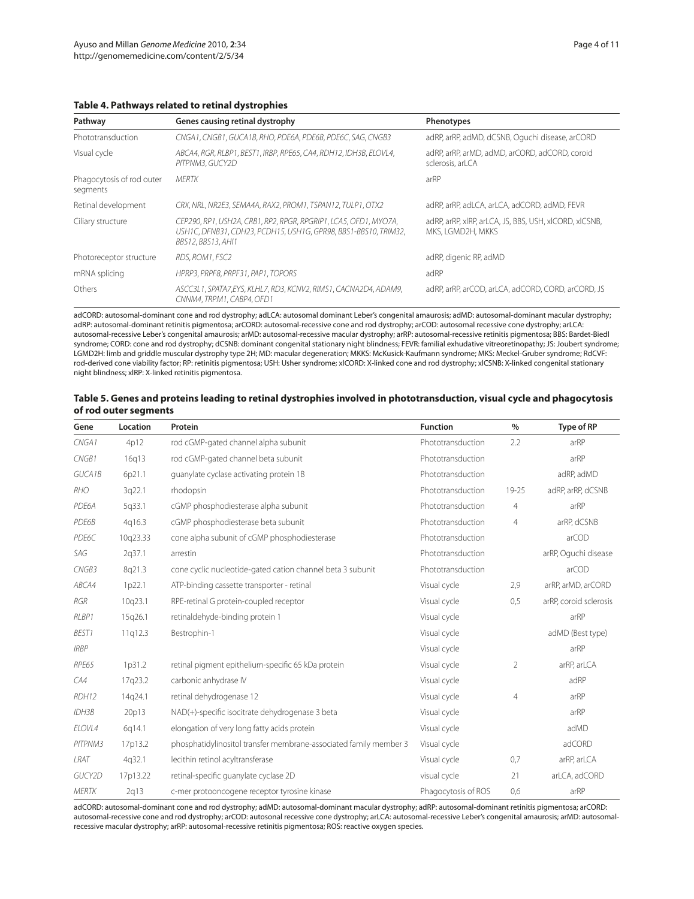**Table 4. Pathways related to retinal dystrophies**

| Pathway | Genes causing retinal dystrophy | Phenotypes |
|---|---|---|
| Phototransduction | *CNGA1, CNGB1, GUCA1B, RHO, PDE6A, PDE6B, PDE6C, SAG, CNGB3* | adRP, arRP, adMD, dCSNB, Oguchi disease, arCORD |
| Visual cycle | *ABCA4, RGR, RLBP1, BEST1, IRBP, RPE65, CA4, RDH12, IDH3B, ELOVL4, PITPNM3, GUCY2D* | adRP, arRP, arMD, adMD, arCORD, adCORD, coroid sclerosis, arLCA |
| Phagocytosis of rod outer segments | *MERTK* | arRP |
| Retinal development | *CRX, NRL, NR2E3, SEMA4A, RAX2, PROM1, TSPAN12, TULP1, OTX2* | adRP, arRP, adLCA, arLCA, adCORD, adMD, FEVR |
| Ciliary structure | *CEP290, RP1, USH2A, CRB1, RP2, RPGR, RPGRIP1, LCA5, OFD1, MYO7A, USH1C, DFNB31, CDH23, PCDH15, USH1G, GPR98, BBS1-BBS10, TRIM32, BBS12, BBS13, AHI1* | adRP, arRP, xlRP, arLCA, JS, BBS, USH, xlCORD, xlCSNB, MKS, LGMD2H, MKKS |
| Photoreceptor structure | *RDS, ROM1, FSC2* | adRP, digenic RP, adMD |
| mRNA splicing | *HPRP3, PRPF8, PRPF31, PAP1, TOPORS* | adRP |
| Others | *ASCC3L1, SPATA7,EYS, KLHL7, RD3, KCNV2, RIMS1, CACNA2D4, ADAM9, CNNM4, TRPM1, CABP4, OFD1* | adRP, arRP, arCOD, arLCA, adCORD, CORD, arCORD, JS |

adCORD: autosomal-dominant cone and rod dystrophy; adLCA: autosomal dominant Leber's congenital amaurosis; adMD: autosomal-dominant macular dystrophy; adRP: autosomal-dominant retinitis pigmentosa; arCORD: autosomal-recessive cone and rod dystrophy; arCOD: autosomal recessive cone dystrophy; arLCA: autosomal-recessive Leber's congenital amaurosis; arMD: autosomal-recessive macular dystrophy; arRP: autosomal-recessive retinitis pigmentosa; BBS: Bardet-Biedl syndrome; CORD: cone and rod dystrophy; dCSNB: dominant congenital stationary night blindness; FEVR: familial exhudative vitreoretinopathy; JS: Joubert syndrome; LGMD2H: limb and griddle muscular dystrophy type 2H; MD: macular degeneration; MKKS: McKusick-Kaufmann syndrome; MKS: Meckel-Gruber syndrome; RdCVF: rod-derived cone viability factor; RP: retinitis pigmentosa; USH: Usher syndrome; xlCORD: X-linked cone and rod dystrophy; xlCSNB: X-linked congenital stationary night blindness; xlRP: X-linked retinitis pigmentosa.

**Table 5. Genes and proteins leading to retinal dystrophies involved in phototransduction, visual cycle and phagocytosis of rod outer segments**

| Gene | Location | Protein | Function | % | Type of RP |
|---|---|---|---|---|---|
| *CNGA1* | 4p12 | rod cGMP-gated channel alpha subunit | Phototransduction | 2.2 | arRP |
| *CNGB1* | 16q13 | rod cGMP-gated channel beta subunit | Phototransduction | | arRP |
| *GUCA1B* | 6p21.1 | guanylate cyclase activating protein 1B | Phototransduction | | adRP, adMD |
| *RHO* | 3q22.1 | rhodopsin | Phototransduction | 19-25 | adRP, arRP, dCSNB |
| *PDE6A* | 5q33.1 | cGMP phosphodiesterase alpha subunit | Phototransduction | 4 | arRP |
| *PDE6B* | 4q16.3 | cGMP phosphodiesterase beta subunit | Phototransduction | 4 | arRP, dCSNB |
| *PDE6C* | 10q23.33 | cone alpha subunit of cGMP phosphodiesterase | Phototransduction | | arCOD |
| *SAG* | 2q37.1 | arrestin | Phototransduction | | arRP, Oguchi disease |
| *CNGB3* | 8q21.3 | cone cyclic nucleotide-gated cation channel beta 3 subunit | Phototransduction | | arCOD |
| *ABCA4* | 1p22.1 | ATP-binding cassette transporter - retinal | Visual cycle | 2,9 | arRP, arMD, arCORD |
| *RGR* | 10q23.1 | RPE-retinal G protein-coupled receptor | Visual cycle | 0,5 | arRP, coroid sclerosis |
| *RLBP1* | 15q26.1 | retinaldehyde-binding protein 1 | Visual cycle | | arRP |
| *BEST1* | 11q12.3 | Bestrophin-1 | Visual cycle | | adMD (Best type) |
| *IRBP* | | | Visual cycle | | arRP |
| *RPE65* | 1p31.2 | retinal pigment epithelium-specific 65 kDa protein | Visual cycle | 2 | arRP, arLCA |
| *CA4* | 17q23.2 | carbonic anhydrase IV | Visual cycle | | adRP |
| *RDH12* | 14q24.1 | retinal dehydrogenase 12 | Visual cycle | 4 | arRP |
| *IDH3B* | 20p13 | NAD(+)-specific isocitrate dehydrogenase 3 beta | Visual cycle | | arRP |
| *ELOVL4* | 6q14.1 | elongation of very long fatty acids protein | Visual cycle | | adMD |
| *PITPNM3* | 17p13.2 | phosphatidylinositol transfer membrane-associated family member 3 | Visual cycle | | adCORD |
| *LRAT* | 4q32.1 | lecithin retinol acyltransferase | Visual cycle | 0,7 | arRP, arLCA |
| *GUCY2D* | 17p13.22 | retinal-specific guanylate cyclase 2D | visual cycle | 21 | arLCA, adCORD |
| *MERTK* | 2q13 | c-mer protooncogene receptor tyrosine kinase | Phagocytosis of ROS | 0,6 | arRP |

adCORD: autosomal-dominant cone and rod dystrophy; adMD: autosomal-dominant macular dystrophy; adRP: autosomal-dominant retinitis pigmentosa; arCORD: autosomal-recessive cone and rod dystrophy; arCOD: autosonal recessive cone dystrophy; arLCA: autosomal-recessive Leber's congenital amaurosis; arMD: autosomal-recessive macular dystrophy; arRP: autosomal-recessive retinitis pigmentosa; ROS: reactive oxygen species.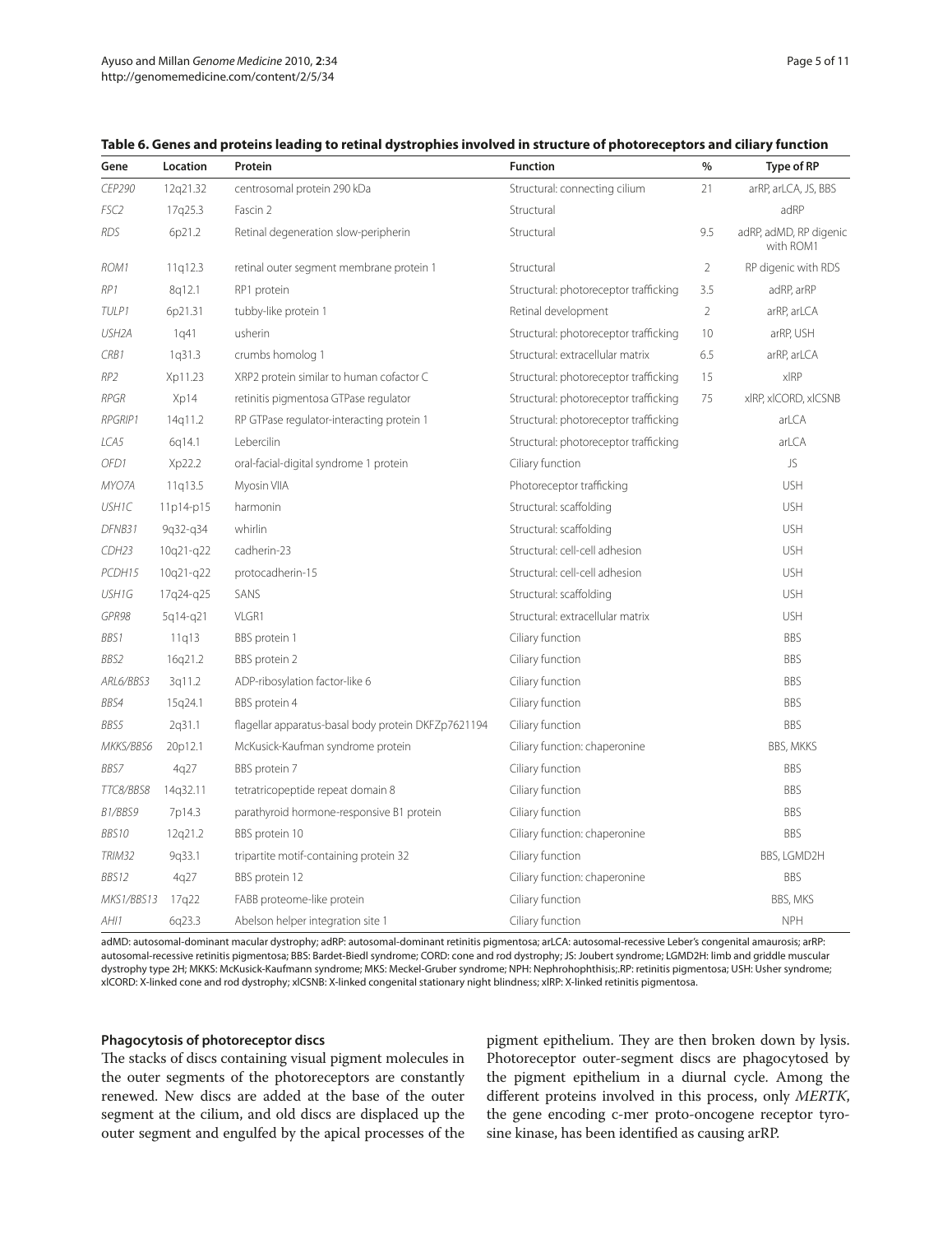**Table 6. Genes and proteins leading to retinal dystrophies involved in structure of photoreceptors and ciliary function**

| Gene | Location | Protein | Function | % | Type of RP |
|---|---|---|---|---|---|
| *CEP290* | 12q21.32 | centrosomal protein 290 kDa | Structural: connecting cilium | 21 | arRP, arLCA, JS, BBS |
| *FSC2* | 17q25.3 | Fascin 2 | Structural | | adRP |
| *RDS* | 6p21.2 | Retinal degeneration slow-peripherin | Structural | 9.5 | adRP, adMD, RP digenic with ROM1 |
| *ROM1* | 11q12.3 | retinal outer segment membrane protein 1 | Structural | 2 | RP digenic with RDS |
| *RP1* | 8q12.1 | RP1 protein | Structural: photoreceptor trafficking | 3.5 | adRP, arRP |
| *TULP1* | 6p21.31 | tubby-like protein 1 | Retinal development | 2 | arRP, arLCA |
| *USH2A* | 1q41 | usherin | Structural: photoreceptor trafficking | 10 | arRP, USH |
| *CRB1* | 1q31.3 | crumbs homolog 1 | Structural: extracellular matrix | 6.5 | arRP, arLCA |
| *RP2* | Xp11.23 | XRP2 protein similar to human cofactor C | Structural: photoreceptor trafficking | 15 | xlRP |
| *RPGR* | Xp14 | retinitis pigmentosa GTPase regulator | Structural: photoreceptor trafficking | 75 | xlRP, xlCORD, xlCSNB |
| *RPGRIP1* | 14q11.2 | RP GTPase regulator-interacting protein 1 | Structural: photoreceptor trafficking | | arLCA |
| *LCA5* | 6q14.1 | Lebercilin | Structural: photoreceptor trafficking | | arLCA |
| *OFD1* | Xp22.2 | oral-facial-digital syndrome 1 protein | Ciliary function | | JS |
| *MYO7A* | 11q13.5 | Myosin VIIA | Photoreceptor trafficking | | USH |
| *USH1C* | 11p14-p15 | harmonin | Structural: scaffolding | | USH |
| *DFNB31* | 9q32-q34 | whirlin | Structural: scaffolding | | USH |
| *CDH23* | 10q21-q22 | cadherin-23 | Structural: cell-cell adhesion | | USH |
| *PCDH15* | 10q21-q22 | protocadherin-15 | Structural: cell-cell adhesion | | USH |
| *USH1G* | 17q24-q25 | SANS | Structural: scaffolding | | USH |
| *GPR98* | 5q14-q21 | VLGR1 | Structural: extracellular matrix | | USH |
| *BBS1* | 11q13 | BBS protein 1 | Ciliary function | | BBS |
| *BBS2* | 16q21.2 | BBS protein 2 | Ciliary function | | BBS |
| *ARL6/BBS3* | 3q11.2 | ADP-ribosylation factor-like 6 | Ciliary function | | BBS |
| *BBS4* | 15q24.1 | BBS protein 4 | Ciliary function | | BBS |
| *BBS5* | 2q31.1 | flagellar apparatus-basal body protein DKFZp7621194 | Ciliary function | | BBS |
| *MKKS/BBS6* | 20p12.1 | McKusick-Kaufman syndrome protein | Ciliary function: chaperonine | | BBS, MKKS |
| *BBS7* | 4q27 | BBS protein 7 | Ciliary function | | BBS |
| *TTC8/BBS8* | 14q32.11 | tetratricopeptide repeat domain 8 | Ciliary function | | BBS |
| *B1/BBS9* | 7p14.3 | parathyroid hormone-responsive B1 protein | Ciliary function | | BBS |
| *BBS10* | 12q21.2 | BBS protein 10 | Ciliary function: chaperonine | | BBS |
| *TRIM32* | 9q33.1 | tripartite motif-containing protein 32 | Ciliary function | | BBS, LGMD2H |
| *BBS12* | 4q27 | BBS protein 12 | Ciliary function: chaperonine | | BBS |
| *MKS1/BBS13* | 17q22 | FABB proteome-like protein | Ciliary function | | BBS, MKS |
| *AHI1* | 6q23.3 | Abelson helper integration site 1 | Ciliary function | | NPH |

adMD: autosomal-dominant macular dystrophy; adRP: autosomal-dominant retinitis pigmentosa; arLCA: autosomal-recessive Leber's congenital amaurosis; arRP: autosomal-recessive retinitis pigmentosa; BBS: Bardet-Biedl syndrome; CORD: cone and rod dystrophy; JS: Joubert syndrome; LGMD2H: limb and griddle muscular dystrophy type 2H; MKKS: McKusick-Kaufmann syndrome; MKS: Meckel-Gruber syndrome; NPH: Nephrohophthisis;.RP: retinitis pigmentosa; USH: Usher syndrome; xlCORD: X-linked cone and rod dystrophy; xlCSNB: X-linked congenital stationary night blindness; xlRP: X-linked retinitis pigmentosa.

#### Phagocytosis of photoreceptor discs

The stacks of discs containing visual pigment molecules in the outer segments of the photoreceptors are constantly renewed. New discs are added at the base of the outer segment at the cilium, and old discs are displaced up the outer segment and engulfed by the apical processes of the pigment epithelium. They are then broken down by lysis. Photoreceptor outer-segment discs are phagocytosed by the pigment epithelium in a diurnal cycle. Among the different proteins involved in this process, only *MERTK*, the gene encoding c-mer proto-oncogene receptor tyrosine kinase, has been identified as causing arRP.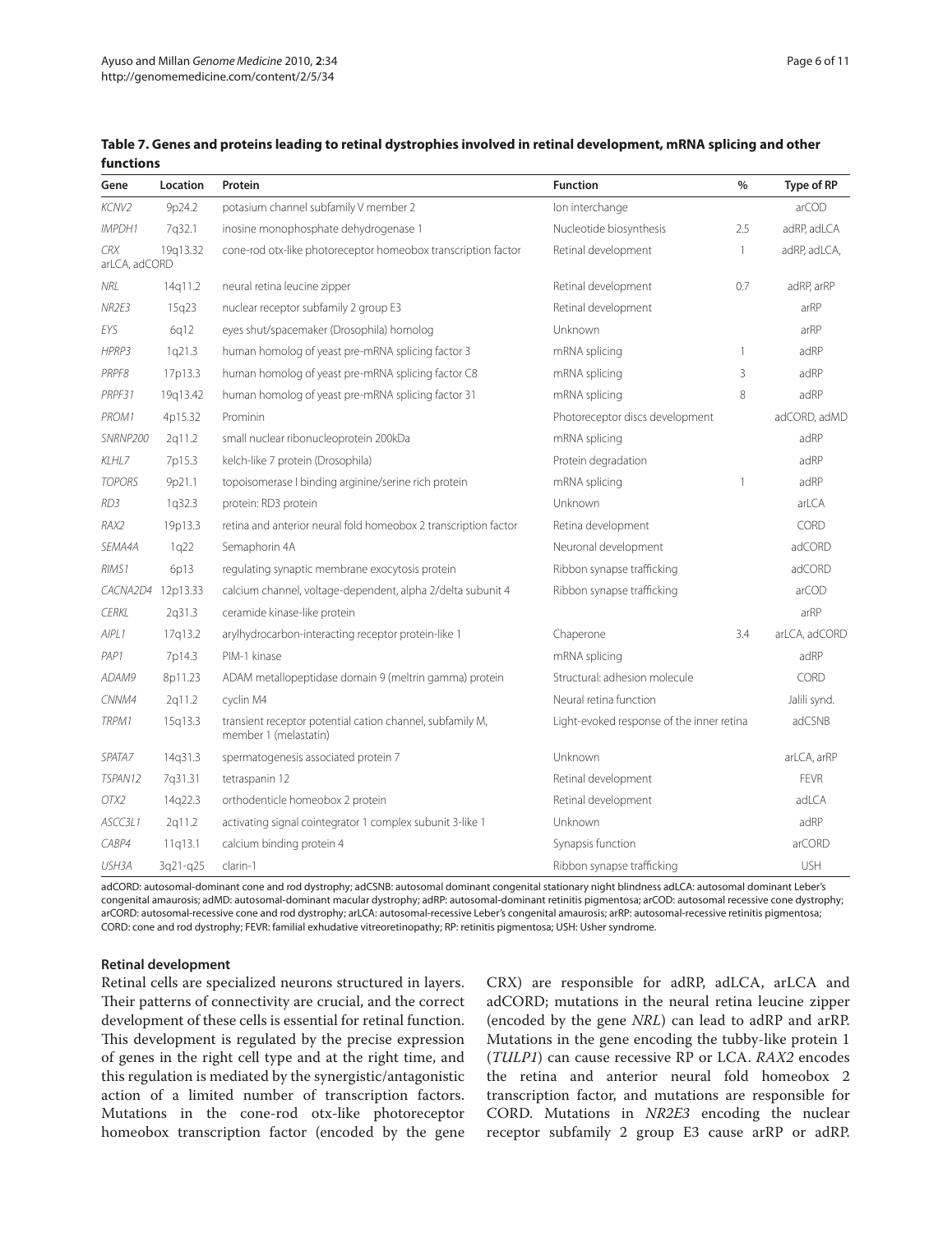**Table 7. Genes and proteins leading to retinal dystrophies involved in retinal development, mRNA splicing and other functions**

| Gene | Location | Protein | Function | % | Type of RP |
|---|---|---|---|---|---|
| *KCNV2* | 9p24.2 | potasium channel subfamily V member 2 | Ion interchange | | arCOD |
| *IMPDH1* | 7q32.1 | inosine monophosphate dehydrogenase 1 | Nucleotide biosynthesis | 2.5 | adRP, adLCA |
| *CRX* | 19q13.32 | cone-rod otx-like photoreceptor homeobox transcription factor | Retinal development | 1 | adRP, adLCA, arLCA, adCORD |
| *NRL* | 14q11.2 | neural retina leucine zipper | Retinal development | 0.7 | adRP, arRP |
| *NR2E3* | 15q23 | nuclear receptor subfamily 2 group E3 | Retinal development | | arRP |
| *EYS* | 6q12 | eyes shut/spacemaker (Drosophila) homolog | Unknown | | arRP |
| *HPRP3* | 1q21.3 | human homolog of yeast pre-mRNA splicing factor 3 | mRNA splicing | 1 | adRP |
| *PRPF8* | 17p13.3 | human homolog of yeast pre-mRNA splicing factor C8 | mRNA splicing | 3 | adRP |
| *PRPF31* | 19q13.42 | human homolog of yeast pre-mRNA splicing factor 31 | mRNA splicing | 8 | adRP |
| *PROM1* | 4p15.32 | Prominin | Photoreceptor discs development | | adCORD, adMD |
| *SNRNP200* | 2q11.2 | small nuclear ribonucleoprotein 200kDa | mRNA splicing | | adRP |
| *KLHL7* | 7p15.3 | kelch-like 7 protein (Drosophila) | Protein degradation | | adRP |
| *TOPORS* | 9p21.1 | topoisomerase I binding arginine/serine rich protein | mRNA splicing | 1 | adRP |
| *RD3* | 1q32.3 | protein: RD3 protein | Unknown | | arLCA |
| *RAX2* | 19p13.3 | retina and anterior neural fold homeobox 2 transcription factor | Retina development | | CORD |
| *SEMA4A* | 1q22 | Semaphorin 4A | Neuronal development | | adCORD |
| *RIMS1* | 6p13 | regulating synaptic membrane exocytosis protein | Ribbon synapse trafficking | | adCORD |
| *CACNA2D4* | 12p13.33 | calcium channel, voltage-dependent, alpha 2/delta subunit 4 | Ribbon synapse trafficking | | arCOD |
| *CERKL* | 2q31.3 | ceramide kinase-like protein | | | arRP |
| *AIPL1* | 17q13.2 | arylhydrocarbon-interacting receptor protein-like 1 | Chaperone | 3.4 | arLCA, adCORD |
| *PAP1* | 7p14.3 | PIM-1 kinase | mRNA splicing | | adRP |
| *ADAM9* | 8p11.23 | ADAM metallopeptidase domain 9 (meltrin gamma) protein | Structural: adhesion molecule | | CORD |
| *CNNM4* | 2q11.2 | cyclin M4 | Neural retina function | | Jalili synd. |
| *TRPM1* | 15q13.3 | transient receptor potential cation channel, subfamily M, member 1 (melastatin) | Light-evoked response of the inner retina | | adCSNB |
| *SPATA7* | 14q31.3 | spermatogenesis associated protein 7 | Unknown | | arLCA, arRP |
| *TSPAN12* | 7q31.31 | tetraspanin 12 | Retinal development | | FEVR |
| *OTX2* | 14q22.3 | orthodenticle homeobox 2 protein | Retinal development | | adLCA |
| *ASCC3L1* | 2q11.2 | activating signal cointegrator 1 complex subunit 3-like 1 | Unknown | | adRP |
| *CABP4* | 11q13.1 | calcium binding protein 4 | Synapsis function | | arCORD |
| *USH3A* | 3q21-q25 | clarin-1 | Ribbon synapse trafficking | | USH |

adCORD: autosomal-dominant cone and rod dystrophy; adCSNB: autosomal dominant congenital stationary night blindness adLCA: autosomal dominant Leber's congenital amaurosis; adMD: autosomal-dominant macular dystrophy; adRP: autosomal-dominant retinitis pigmentosa; arCOD: autosomal recessive cone dystrophy; arCORD: autosomal-recessive cone and rod dystrophy; arLCA: autosomal-recessive Leber's congenital amaurosis; arRP: autosomal-recessive retinitis pigmentosa; CORD: cone and rod dystrophy; FEVR: familial exhudative vitreoretinopathy; RP: retinitis pigmentosa; USH: Usher syndrome.

#### Retinal development

Retinal cells are specialized neurons structured in layers. Their patterns of connectivity are crucial, and the correct development of these cells is essential for retinal function. This development is regulated by the precise expression of genes in the right cell type and at the right time, and this regulation is mediated by the synergistic/antagonistic action of a limited number of transcription factors. Mutations in the cone-rod otx-like photoreceptor homeobox transcription factor (encoded by the gene CRX) are responsible for adRP, adLCA, arLCA and adCORD; mutations in the neural retina leucine zipper (encoded by the gene *NRL*) can lead to adRP and arRP. Mutations in the gene encoding the tubby-like protein 1 (*TULP1*) can cause recessive RP or LCA. *RAX2* encodes the retina and anterior neural fold homeobox 2 transcription factor, and mutations are responsible for CORD. Mutations in *NR2E3* encoding the nuclear receptor subfamily 2 group E3 cause arRP or adRP.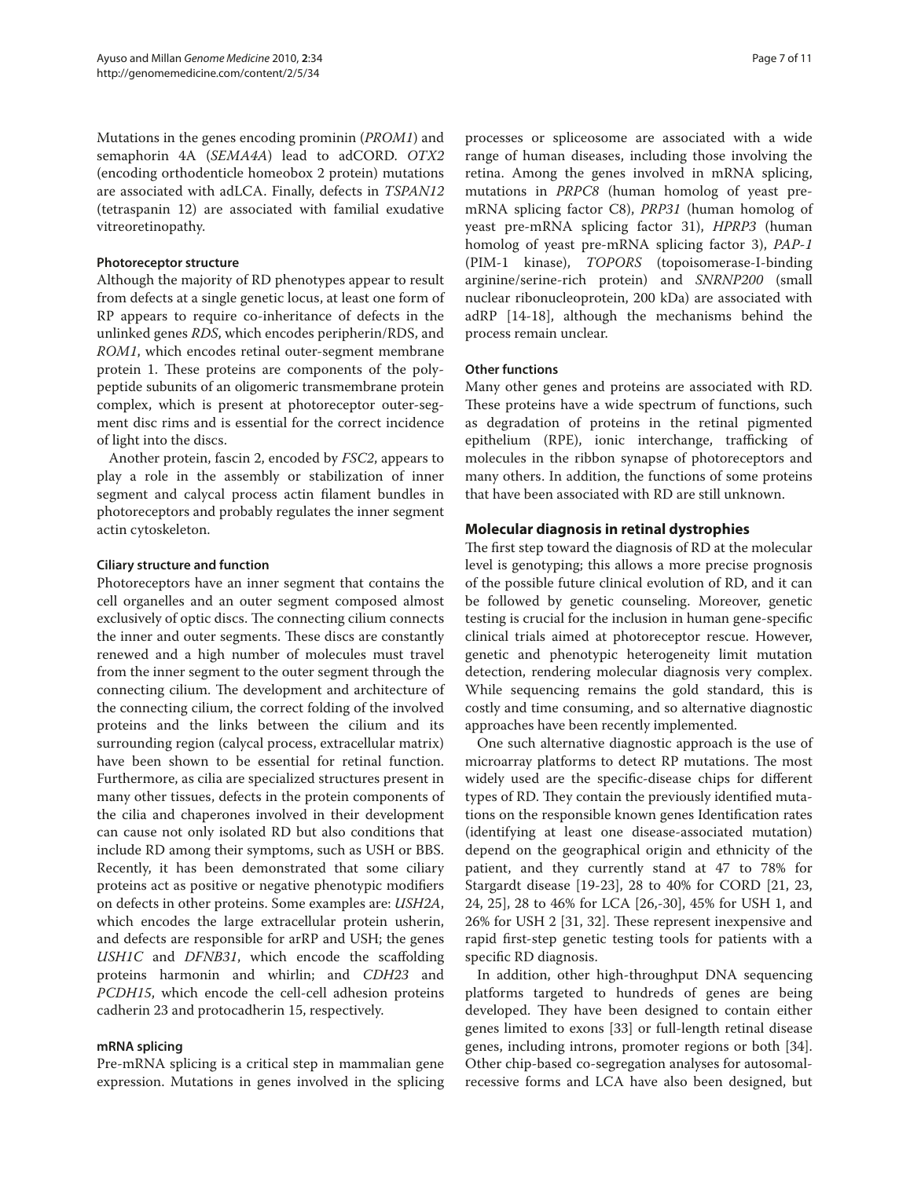Mutations in the genes encoding prominin (*PROM1*) and semaphorin 4A (*SEMA4A*) lead to adCORD. *OTX2* (encoding orthodenticle homeobox 2 protein) mutations are associated with adLCA. Finally, defects in *TSPAN12* (tetraspanin 12) are associated with familial exudative vitreoretinopathy.

#### Photoreceptor structure

Although the majority of RD phenotypes appear to result from defects at a single genetic locus, at least one form of RP appears to require co-inheritance of defects in the unlinked genes *RDS*, which encodes peripherin/RDS, and *ROM1*, which encodes retinal outer-segment membrane protein 1. These proteins are components of the polypeptide subunits of an oligomeric transmembrane protein complex, which is present at photoreceptor outer-segment disc rims and is essential for the correct incidence of light into the discs.

Another protein, fascin 2, encoded by *FSC2*, appears to play a role in the assembly or stabilization of inner segment and calycal process actin filament bundles in photoreceptors and probably regulates the inner segment actin cytoskeleton.

#### Ciliary structure and function

Photoreceptors have an inner segment that contains the cell organelles and an outer segment composed almost exclusively of optic discs. The connecting cilium connects the inner and outer segments. These discs are constantly renewed and a high number of molecules must travel from the inner segment to the outer segment through the connecting cilium. The development and architecture of the connecting cilium, the correct folding of the involved proteins and the links between the cilium and its surrounding region (calycal process, extracellular matrix) have been shown to be essential for retinal function. Furthermore, as cilia are specialized structures present in many other tissues, defects in the protein components of the cilia and chaperones involved in their development can cause not only isolated RD but also conditions that include RD among their symptoms, such as USH or BBS. Recently, it has been demonstrated that some ciliary proteins act as positive or negative phenotypic modifiers on defects in other proteins. Some examples are: *USH2A*, which encodes the large extracellular protein usherin, and defects are responsible for arRP and USH; the genes *USH1C* and *DFNB31*, which encode the scaffolding proteins harmonin and whirlin; and *CDH23* and *PCDH15*, which encode the cell-cell adhesion proteins cadherin 23 and protocadherin 15, respectively.

#### mRNA splicing

Pre-mRNA splicing is a critical step in mammalian gene expression. Mutations in genes involved in the splicing processes or spliceosome are associated with a wide range of human diseases, including those involving the retina. Among the genes involved in mRNA splicing, mutations in *PRPC8* (human homolog of yeast pre-mRNA splicing factor C8), *PRP31* (human homolog of yeast pre-mRNA splicing factor 31), *HPRP3* (human homolog of yeast pre-mRNA splicing factor 3), *PAP-1* (PIM-1 kinase), *TOPORS* (topoisomerase-I-binding arginine/serine-rich protein) and *SNRNP200* (small nuclear ribonucleoprotein, 200 kDa) are associated with adRP [14-18], although the mechanisms behind the process remain unclear.

#### Other functions

Many other genes and proteins are associated with RD. These proteins have a wide spectrum of functions, such as degradation of proteins in the retinal pigmented epithelium (RPE), ionic interchange, trafficking of molecules in the ribbon synapse of photoreceptors and many others. In addition, the functions of some proteins that have been associated with RD are still unknown.

### Molecular diagnosis in retinal dystrophies

The first step toward the diagnosis of RD at the molecular level is genotyping; this allows a more precise prognosis of the possible future clinical evolution of RD, and it can be followed by genetic counseling. Moreover, genetic testing is crucial for the inclusion in human gene-specific clinical trials aimed at photoreceptor rescue. However, genetic and phenotypic heterogeneity limit mutation detection, rendering molecular diagnosis very complex. While sequencing remains the gold standard, this is costly and time consuming, and so alternative diagnostic approaches have been recently implemented.

One such alternative diagnostic approach is the use of microarray platforms to detect RP mutations. The most widely used are the specific-disease chips for different types of RD. They contain the previously identified mutations on the responsible known genes Identification rates (identifying at least one disease-associated mutation) depend on the geographical origin and ethnicity of the patient, and they currently stand at 47 to 78% for Stargardt disease [19-23], 28 to 40% for CORD [21, 23, 24, 25], 28 to 46% for LCA [26,-30], 45% for USH 1, and 26% for USH 2 [31, 32]. These represent inexpensive and rapid first-step genetic testing tools for patients with a specific RD diagnosis.

In addition, other high-throughput DNA sequencing platforms targeted to hundreds of genes are being developed. They have been designed to contain either genes limited to exons [33] or full-length retinal disease genes, including introns, promoter regions or both [34]. Other chip-based co-segregation analyses for autosomal-recessive forms and LCA have also been designed, but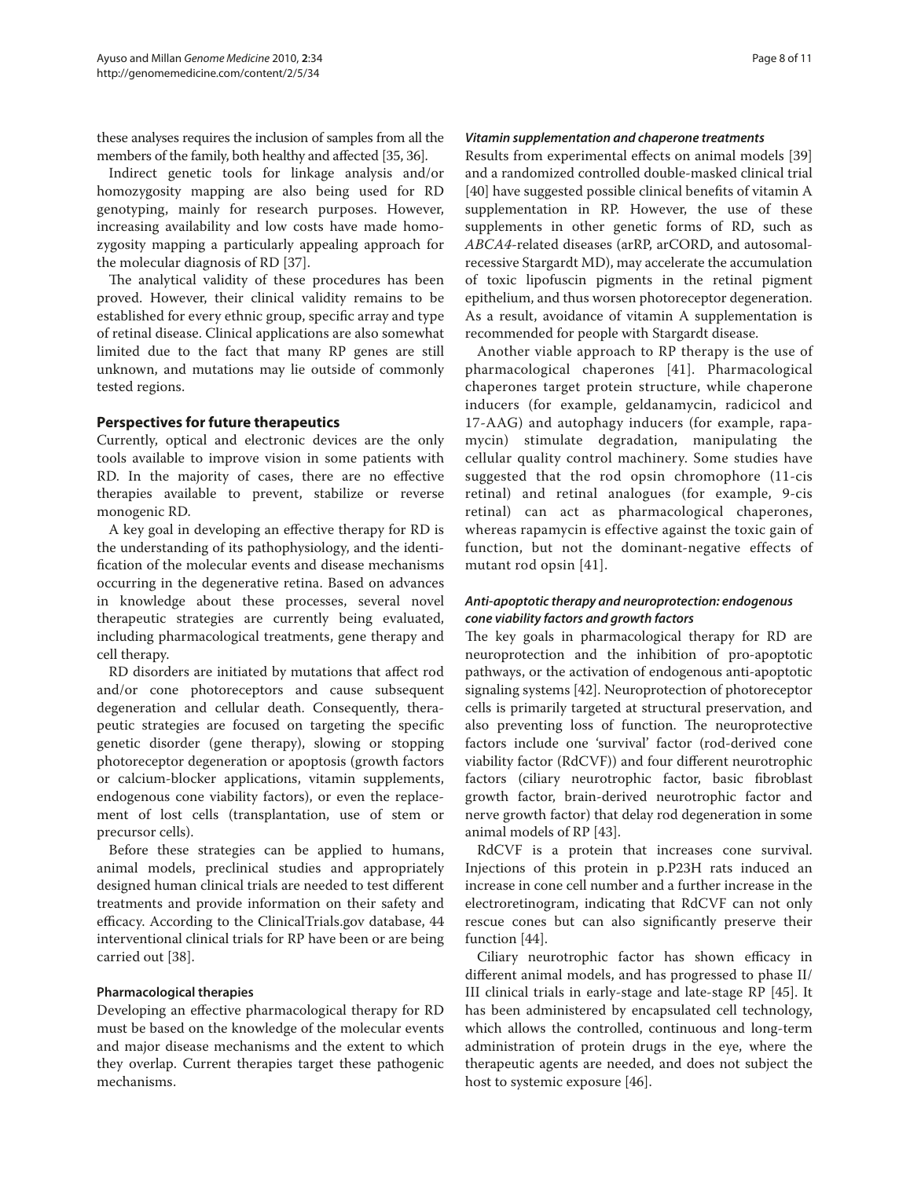these analyses requires the inclusion of samples from all the members of the family, both healthy and affected [35, 36].

Indirect genetic tools for linkage analysis and/or homozygosity mapping are also being used for RD genotyping, mainly for research purposes. However, increasing availability and low costs have made homozygosity mapping a particularly appealing approach for the molecular diagnosis of RD [37].

The analytical validity of these procedures has been proved. However, their clinical validity remains to be established for every ethnic group, specific array and type of retinal disease. Clinical applications are also somewhat limited due to the fact that many RP genes are still unknown, and mutations may lie outside of commonly tested regions.

## Perspectives for future therapeutics

Currently, optical and electronic devices are the only tools available to improve vision in some patients with RD. In the majority of cases, there are no effective therapies available to prevent, stabilize or reverse monogenic RD.

A key goal in developing an effective therapy for RD is the understanding of its pathophysiology, and the identification of the molecular events and disease mechanisms occurring in the degenerative retina. Based on advances in knowledge about these processes, several novel therapeutic strategies are currently being evaluated, including pharmacological treatments, gene therapy and cell therapy.

RD disorders are initiated by mutations that affect rod and/or cone photoreceptors and cause subsequent degeneration and cellular death. Consequently, therapeutic strategies are focused on targeting the specific genetic disorder (gene therapy), slowing or stopping photoreceptor degeneration or apoptosis (growth factors or calcium-blocker applications, vitamin supplements, endogenous cone viability factors), or even the replacement of lost cells (transplantation, use of stem or precursor cells).

Before these strategies can be applied to humans, animal models, preclinical studies and appropriately designed human clinical trials are needed to test different treatments and provide information on their safety and efficacy. According to the ClinicalTrials.gov database, 44 interventional clinical trials for RP have been or are being carried out [38].

### Pharmacological therapies

Developing an effective pharmacological therapy for RD must be based on the knowledge of the molecular events and major disease mechanisms and the extent to which they overlap. Current therapies target these pathogenic mechanisms.

#### *Vitamin supplementation and chaperone treatments*

Results from experimental effects on animal models [39] and a randomized controlled double-masked clinical trial [40] have suggested possible clinical benefits of vitamin A supplementation in RP. However, the use of these supplements in other genetic forms of RD, such as *ABCA4*-related diseases (arRP, arCORD, and autosomal-recessive Stargardt MD), may accelerate the accumulation of toxic lipofuscin pigments in the retinal pigment epithelium, and thus worsen photoreceptor degeneration. As a result, avoidance of vitamin A supplementation is recommended for people with Stargardt disease.

Another viable approach to RP therapy is the use of pharmacological chaperones [41]. Pharmacological chaperones target protein structure, while chaperone inducers (for example, geldanamycin, radicicol and 17-AAG) and autophagy inducers (for example, rapamycin) stimulate degradation, manipulating the cellular quality control machinery. Some studies have suggested that the rod opsin chromophore (11-cis retinal) and retinal analogues (for example, 9-cis retinal) can act as pharmacological chaperones, whereas rapamycin is effective against the toxic gain of function, but not the dominant-negative effects of mutant rod opsin [41].

#### *Anti-apoptotic therapy and neuroprotection: endogenous cone viability factors and growth factors*

The key goals in pharmacological therapy for RD are neuroprotection and the inhibition of pro-apoptotic pathways, or the activation of endogenous anti-apoptotic signaling systems [42]. Neuroprotection of photoreceptor cells is primarily targeted at structural preservation, and also preventing loss of function. The neuroprotective factors include one 'survival' factor (rod-derived cone viability factor (RdCVF)) and four different neurotrophic factors (ciliary neurotrophic factor, basic fibroblast growth factor, brain-derived neurotrophic factor and nerve growth factor) that delay rod degeneration in some animal models of RP [43].

RdCVF is a protein that increases cone survival. Injections of this protein in p.P23H rats induced an increase in cone cell number and a further increase in the electroretinogram, indicating that RdCVF can not only rescue cones but can also significantly preserve their function [44].

Ciliary neurotrophic factor has shown efficacy in different animal models, and has progressed to phase II/III clinical trials in early-stage and late-stage RP [45]. It has been administered by encapsulated cell technology, which allows the controlled, continuous and long-term administration of protein drugs in the eye, where the therapeutic agents are needed, and does not subject the host to systemic exposure [46].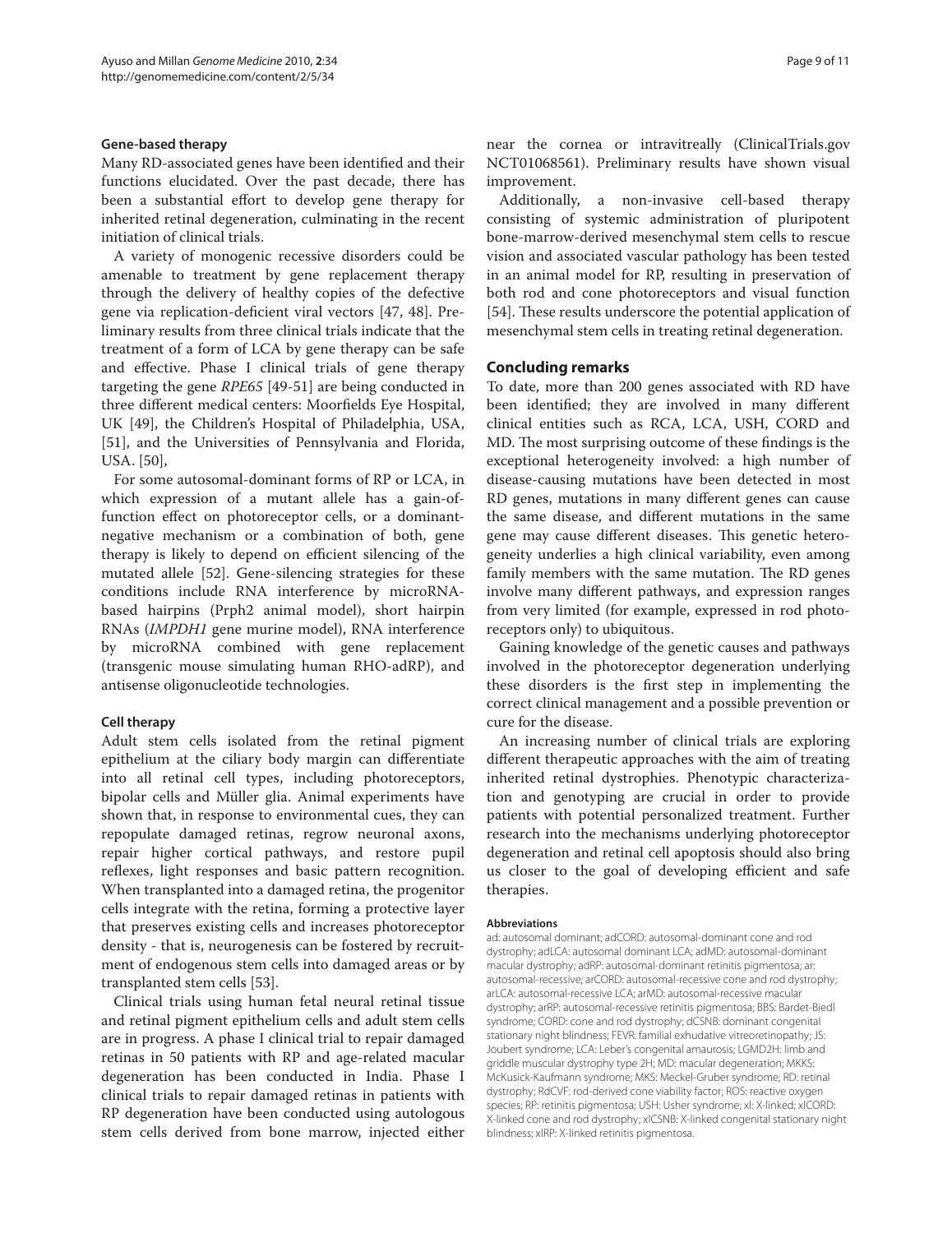### Gene-based therapy

Many RD-associated genes have been identified and their functions elucidated. Over the past decade, there has been a substantial effort to develop gene therapy for inherited retinal degeneration, culminating in the recent initiation of clinical trials.

A variety of monogenic recessive disorders could be amenable to treatment by gene replacement therapy through the delivery of healthy copies of the defective gene via replication-deficient viral vectors [47, 48]. Preliminary results from three clinical trials indicate that the treatment of a form of LCA by gene therapy can be safe and effective. Phase I clinical trials of gene therapy targeting the gene *RPE65* [49-51] are being conducted in three different medical centers: Moorfields Eye Hospital, UK [49], the Children's Hospital of Philadelphia, USA, [51], and the Universities of Pennsylvania and Florida, USA. [50],

For some autosomal-dominant forms of RP or LCA, in which expression of a mutant allele has a gain-of-function effect on photoreceptor cells, or a dominant-negative mechanism or a combination of both, gene therapy is likely to depend on efficient silencing of the mutated allele [52]. Gene-silencing strategies for these conditions include RNA interference by microRNA-based hairpins (Prph2 animal model), short hairpin RNAs (*IMPDH1* gene murine model), RNA interference by microRNA combined with gene replacement (transgenic mouse simulating human RHO-adRP), and antisense oligonucleotide technologies.

### Cell therapy

Adult stem cells isolated from the retinal pigment epithelium at the ciliary body margin can differentiate into all retinal cell types, including photoreceptors, bipolar cells and Müller glia. Animal experiments have shown that, in response to environmental cues, they can repopulate damaged retinas, regrow neuronal axons, repair higher cortical pathways, and restore pupil reflexes, light responses and basic pattern recognition. When transplanted into a damaged retina, the progenitor cells integrate with the retina, forming a protective layer that preserves existing cells and increases photoreceptor density - that is, neurogenesis can be fostered by recruitment of endogenous stem cells into damaged areas or by transplanted stem cells [53].

Clinical trials using human fetal neural retinal tissue and retinal pigment epithelium cells and adult stem cells are in progress. A phase I clinical trial to repair damaged retinas in 50 patients with RP and age-related macular degeneration has been conducted in India. Phase I clinical trials to repair damaged retinas in patients with RP degeneration have been conducted using autologous stem cells derived from bone marrow, injected either near the cornea or intravitreally (ClinicalTrials.gov NCT01068561). Preliminary results have shown visual improvement.

Additionally, a non-invasive cell-based therapy consisting of systemic administration of pluripotent bone-marrow-derived mesenchymal stem cells to rescue vision and associated vascular pathology has been tested in an animal model for RP, resulting in preservation of both rod and cone photoreceptors and visual function [54]. These results underscore the potential application of mesenchymal stem cells in treating retinal degeneration.

## Concluding remarks

To date, more than 200 genes associated with RD have been identified; they are involved in many different clinical entities such as RCA, LCA, USH, CORD and MD. The most surprising outcome of these findings is the exceptional heterogeneity involved: a high number of disease-causing mutations have been detected in most RD genes, mutations in many different genes can cause the same disease, and different mutations in the same gene may cause different diseases. This genetic heterogeneity underlies a high clinical variability, even among family members with the same mutation. The RD genes involve many different pathways, and expression ranges from very limited (for example, expressed in rod photoreceptors only) to ubiquitous.

Gaining knowledge of the genetic causes and pathways involved in the photoreceptor degeneration underlying these disorders is the first step in implementing the correct clinical management and a possible prevention or cure for the disease.

An increasing number of clinical trials are exploring different therapeutic approaches with the aim of treating inherited retinal dystrophies. Phenotypic characterization and genotyping are crucial in order to provide patients with potential personalized treatment. Further research into the mechanisms underlying photoreceptor degeneration and retinal cell apoptosis should also bring us closer to the goal of developing efficient and safe therapies.

#### Abbreviations

ad: autosomal dominant; adCORD: autosomal-dominant cone and rod dystrophy; adLCA: autosomal dominant LCA; adMD: autosomal-dominant macular dystrophy; adRP: autosomal-dominant retinitis pigmentosa; ar: autosomal-recessive; arCORD: autosomal-recessive cone and rod dystrophy; arLCA: autosomal-recessive LCA; arMD: autosomal-recessive macular dystrophy; arRP: autosomal-recessive retinitis pigmentosa; BBS: Bardet-Biedl syndrome; CORD: cone and rod dystrophy; dCSNB: dominant congenital stationary night blindness; FEVR: familial exhudative vitreoretinopathy; JS: Joubert syndrome; LCA: Leber's congenital amaurosis; LGMD2H: limb and griddle muscular dystrophy type 2H; MD: macular degeneration; MKKS: McKusick-Kaufmann syndrome; MKS: Meckel-Gruber syndrome; RD: retinal dystrophy; RdCVF: rod-derived cone viability factor; ROS: reactive oxygen species; RP: retinitis pigmentosa; USH: Usher syndrome; xl: X-linked; xlCORD: X-linked cone and rod dystrophy; xlCSNB: X-linked congenital stationary night blindness; xlRP: X-linked retinitis pigmentosa.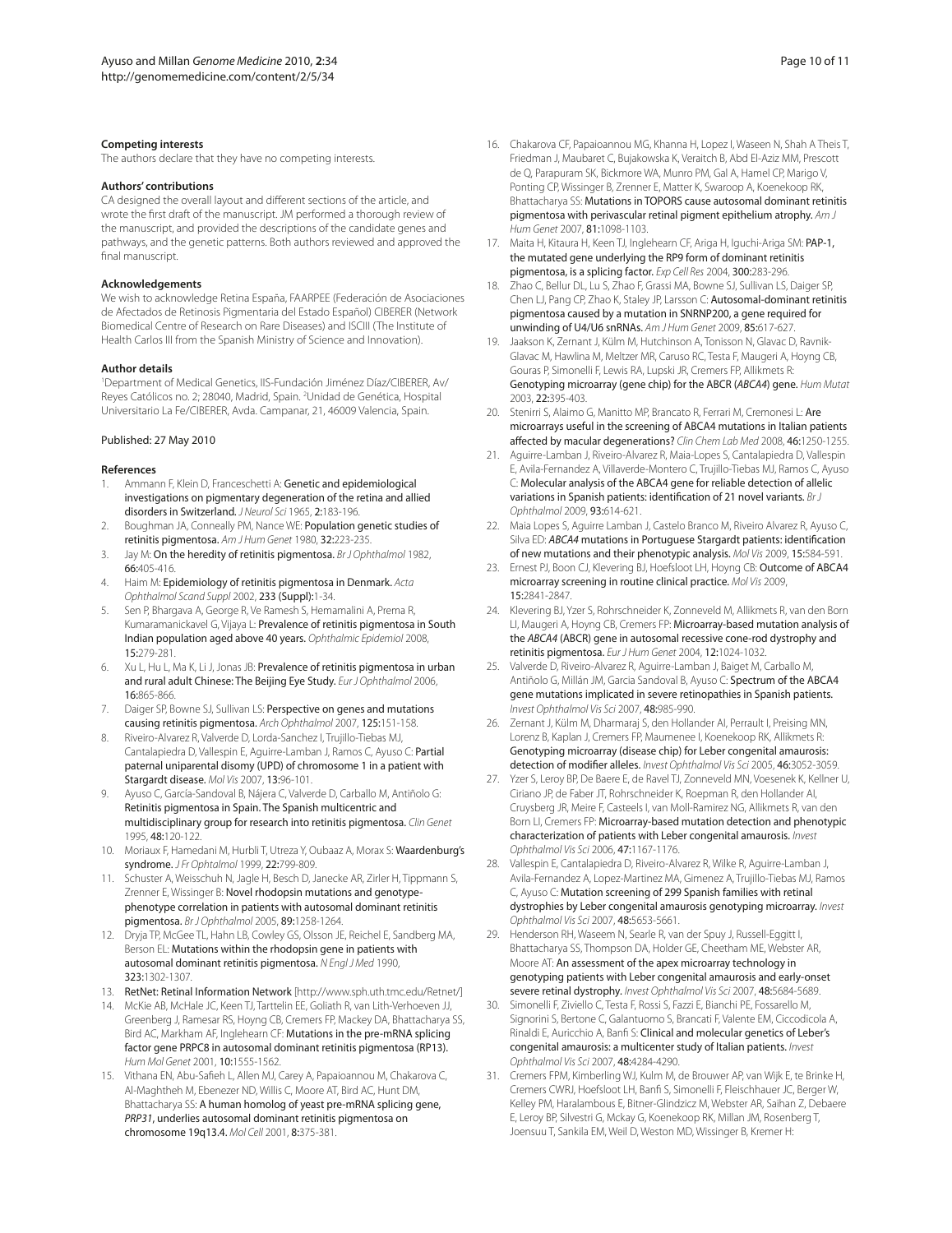#### Competing interests

The authors declare that they have no competing interests.

#### Authors' contributions

CA designed the overall layout and different sections of the article, and wrote the first draft of the manuscript. JM performed a thorough review of the manuscript, and provided the descriptions of the candidate genes and pathways, and the genetic patterns. Both authors reviewed and approved the final manuscript.

#### Acknowledgements

We wish to acknowledge Retina España, FAARPEE (Federación de Asociaciones de Afectados de Retinosis Pigmentaria del Estado Español) CIBERER (Network Biomedical Centre of Research on Rare Diseases) and ISCIII (The Institute of Health Carlos III from the Spanish Ministry of Science and Innovation).

#### Author details

[1]Department of Medical Genetics, IIS-Fundación Jiménez Díaz/CIBERER, Av/ Reyes Católicos no. 2; 28040, Madrid, Spain. [2]Unidad de Genética, Hospital Universitario La Fe/CIBERER, Avda. Campanar, 21, 46009 Valencia, Spain.

Published: 27 May 2010

#### References

1. Ammann F, Klein D, Franceschetti A: **Genetic and epidemiological investigations on pigmentary degeneration of the retina and allied disorders in Switzerland.** *J Neurol Sci* 1965, **2:**183-196.
2. Boughman JA, Conneally PM, Nance WE: **Population genetic studies of retinitis pigmentosa.** *Am J Hum Genet* 1980, **32:**223-235.
3. Jay M: **On the heredity of retinitis pigmentosa.** *Br J Ophthalmol* 1982, **66:**405-416.
4. Haim M: **Epidemiology of retinitis pigmentosa in Denmark.** *Acta Ophthalmol Scand Suppl* 2002, **233 (Suppl):**1-34.
5. Sen P, Bhargava A, George R, Ve Ramesh S, Hemamalini A, Prema R, Kumaramanickavel G, Vijaya L: **Prevalence of retinitis pigmentosa in South Indian population aged above 40 years.** *Ophthalmic Epidemiol* 2008, **15:**279-281.
6. Xu L, Hu L, Ma K, Li J, Jonas JB: **Prevalence of retinitis pigmentosa in urban and rural adult Chinese: The Beijing Eye Study.** *Eur J Ophthalmol* 2006, **16:**865-866.
7. Daiger SP, Bowne SJ, Sullivan LS: **Perspective on genes and mutations causing retinitis pigmentosa.** *Arch Ophthalmol* 2007, **125:**151-158.
8. Riveiro-Alvarez R, Valverde D, Lorda-Sanchez I, Trujillo-Tiebas MJ, Cantalapiedra D, Vallespin E, Aguirre-Lamban J, Ramos C, Ayuso C: **Partial paternal uniparental disomy (UPD) of chromosome 1 in a patient with Stargardt disease.** *Mol Vis* 2007, **13:**96-101.
9. Ayuso C, García-Sandoval B, Nájera C, Valverde D, Carballo M, Antiñolo G: **Retinitis pigmentosa in Spain. The Spanish multicentric and multidisciplinary group for research into retinitis pigmentosa.** *Clin Genet* 1995, **48:**120-122.
10. Moriaux F, Hamedani M, Hurbli T, Utreza Y, Oubaaz A, Morax S: **Waardenburg's syndrome.** *J Fr Ophtalmol* 1999, **22:**799-809.
11. Schuster A, Weisschuh N, Jagle H, Besch D, Janecke AR, Zirler H, Tippmann S, Zrenner E, Wissinger B: **Novel rhodopsin mutations and genotype-phenotype correlation in patients with autosomal dominant retinitis pigmentosa.** *Br J Ophthalmol* 2005, **89:**1258-1264.
12. Dryja TP, McGee TL, Hahn LB, Cowley GS, Olsson JE, Reichel E, Sandberg MA, Berson EL: **Mutations within the rhodopsin gene in patients with autosomal dominant retinitis pigmentosa.** *N Engl J Med* 1990, **323:**1302-1307.
13. RetNet: **Retinal Information Network** [http://www.sph.uth.tmc.edu/Retnet/]
14. McKie AB, McHale JC, Keen TJ, Tarttelin EE, Goliath R, van Lith-Verhoeven JJ, Greenberg J, Ramesar RS, Hoyng CB, Cremers FP, Mackey DA, Bhattacharya SS, Bird AC, Markham AF, Inglehearn CF: **Mutations in the pre-mRNA splicing factor gene PRPC8 in autosomal dominant retinitis pigmentosa (RP13).** *Hum Mol Genet* 2001, **10:**1555-1562.
15. Vithana EN, Abu-Safieh L, Allen MJ, Carey A, Papaioannou M, Chakarova C, Al-Maghtheh M, Ebenezer ND, Willis C, Moore AT, Bird AC, Hunt DM, Bhattacharya SS: **A human homolog of yeast pre-mRNA splicing gene, *PRP31*, underlies autosomal dominant retinitis pigmentosa on chromosome 19q13.4.** *Mol Cell* 2001, **8:**375-381.
16. Chakarova CF, Papaioannou MG, Khanna H, Lopez I, Waseen N, Shah A Theis T, Friedman J, Maubaret C, Bujakowska K, Veraitch B, Abd El-Aziz MM, Prescott de Q, Parapuram SK, Bickmore WA, Munro PM, Gal A, Hamel CP, Marigo V, Ponting CP, Wissinger B, Zrenner E, Matter K, Swaroop A, Koenekoop RK, Bhattacharya SS: **Mutations in TOPORS cause autosomal dominant retinitis pigmentosa with perivascular retinal pigment epithelium atrophy.** *Am J Hum Genet* 2007, **81:**1098-1103.
17. Maita H, Kitaura H, Keen TJ, Inglehearn CF, Ariga H, Iguchi-Ariga SM: **PAP-1, the mutated gene underlying the RP9 form of dominant retinitis pigmentosa, is a splicing factor.** *Exp Cell Res* 2004, **300:**283-296.
18. Zhao C, Bellur DL, Lu S, Zhao F, Grassi MA, Bowne SJ, Sullivan LS, Daiger SP, Chen LJ, Pang CP, Zhao K, Staley JP, Larsson C: **Autosomal-dominant retinitis pigmentosa caused by a mutation in SNRNP200, a gene required for unwinding of U4/U6 snRNAs.** *Am J Hum Genet* 2009, **85:**617-627.
19. Jaakson K, Zernant J, Külm M, Hutchinson A, Tonisson N, Glavac D, Ravnik-Glavac M, Hawlina M, Meltzer MR, Caruso RC, Testa F, Maugeri A, Hoyng CB, Gouras P, Simonelli F, Lewis RA, Lupski JR, Cremers FP, Allikmets R: **Genotyping microarray (gene chip) for the ABCR (*ABCA4*) gene.** *Hum Mutat* 2003, **22:**395-403.
20. Stenirri S, Alaimo G, Manitto MP, Brancato R, Ferrari M, Cremonesi L: **Are microarrays useful in the screening of ABCA4 mutations in Italian patients affected by macular degenerations?** *Clin Chem Lab Med* 2008, **46:**1250-1255.
21. Aguirre-Lamban J, Riveiro-Alvarez R, Maia-Lopes S, Cantalapiedra D, Vallespin E, Avila-Fernandez A, Villaverde-Montero C, Trujillo-Tiebas MJ, Ramos C, Ayuso C: **Molecular analysis of the ABCA4 gene for reliable detection of allelic variations in Spanish patients: identification of 21 novel variants.** *Br J Ophthalmol* 2009, **93:**614-621.
22. Maia Lopes S, Aguirre Lamban J, Castelo Branco M, Riveiro Alvarez R, Ayuso C, Silva ED: ***ABCA4* mutations in Portuguese Stargardt patients: identification of new mutations and their phenotypic analysis.** *Mol Vis* 2009, **15:**584-591.
23. Ernest PJ, Boon CJ, Klevering BJ, Hoefsloot LH, Hoyng CB: **Outcome of ABCA4 microarray screening in routine clinical practice.** *Mol Vis* 2009, **15:**2841-2847.
24. Klevering BJ, Yzer S, Rohrschneider K, Zonneveld M, Allikmets R, van den Born LI, Maugeri A, Hoyng CB, Cremers FP: **Microarray-based mutation analysis of the *ABCA4* (ABCR) gene in autosomal recessive cone-rod dystrophy and retinitis pigmentosa.** *Eur J Hum Genet* 2004, **12:**1024-1032.
25. Valverde D, Riveiro-Alvarez R, Aguirre-Lamban J, Baiget M, Carballo M, Antiñolo G, Millán JM, Garcia Sandoval B, Ayuso C: **Spectrum of the ABCA4 gene mutations implicated in severe retinopathies in Spanish patients.** *Invest Ophthalmol Vis Sci* 2007, **48:**985-990.
26. Zernant J, Külm M, Dharmaraj S, den Hollander AI, Perrault I, Preising MN, Lorenz B, Kaplan J, Cremers FP, Maumenee I, Koenekoop RK, Allikmets R: **Genotyping microarray (disease chip) for Leber congenital amaurosis: detection of modifier alleles.** *Invest Ophthalmol Vis Sci* 2005, **46:**3052-3059.
27. Yzer S, Leroy BP, De Baere E, de Ravel TJ, Zonneveld MN, Voesenek K, Kellner U, Ciriano JP, de Faber JT, Rohrschneider K, Roepman R, den Hollander AI, Cruysberg JR, Meire F, Casteels I, van Moll-Ramirez NG, Allikmets R, van den Born LI, Cremers FP: **Microarray-based mutation detection and phenotypic characterization of patients with Leber congenital amaurosis.** *Invest Ophthalmol Vis Sci* 2006, **47:**1167-1176.
28. Vallespin E, Cantalapiedra D, Riveiro-Alvarez R, Wilke R, Aguirre-Lamban J, Avila-Fernandez A, Lopez-Martinez MA, Gimenez A, Trujillo-Tiebas MJ, Ramos C, Ayuso C: **Mutation screening of 299 Spanish families with retinal dystrophies by Leber congenital amaurosis genotyping microarray.** *Invest Ophthalmol Vis Sci* 2007, **48:**5653-5661.
29. Henderson RH, Waseem N, Searle R, van der Spuy J, Russell-Eggitt I, Bhattacharya SS, Thompson DA, Holder GE, Cheetham ME, Webster AR, Moore AT: **An assessment of the apex microarray technology in genotyping patients with Leber congenital amaurosis and early-onset severe retinal dystrophy.** *Invest Ophthalmol Vis Sci* 2007, **48:**5684-5689.
30. Simonelli F, Ziviello C, Testa F, Rossi S, Fazzi E, Bianchi PE, Fossarello M, Signorini S, Bertone C, Galantuomo S, Brancati F, Valente EM, Ciccodicola A, Rinaldi E, Auricchio A, Banfi S: **Clinical and molecular genetics of Leber's congenital amaurosis: a multicenter study of Italian patients.** *Invest Ophthalmol Vis Sci* 2007, **48:**4284-4290.
31. Cremers FPM, Kimberling WJ, Kulm M, de Brouwer AP, van Wijk E, te Brinke H, Cremers CWRJ, Hoefsloot LH, Banfi S, Simonelli F, Fleischhauer JC, Berger W, Kelley PM, Haralambous E, Bitner-Glindzicz M, Webster AR, Saihan Z, Debaere E, Leroy BP, Silvestri G, Mckay G, Koenekoop RK, Millan JM, Rosenberg T, Joensuu T, Sankila EM, Weil D, Weston MD, Wissinger B, Kremer H: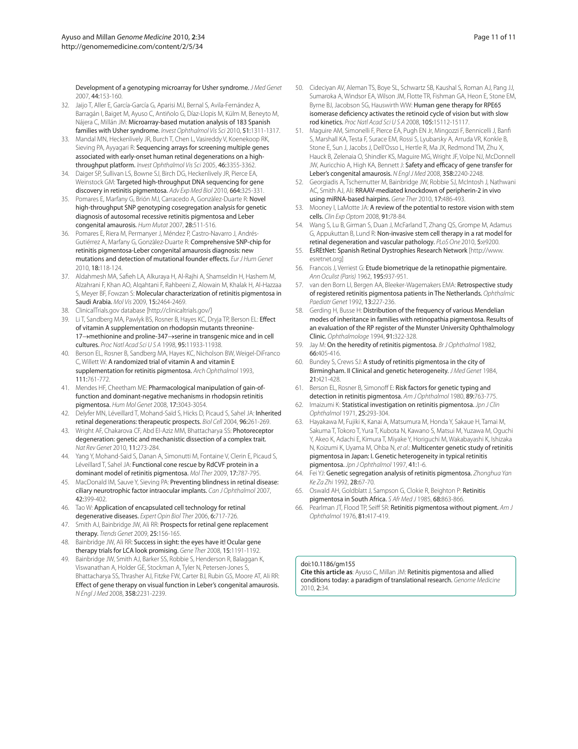Development of a genotyping microarray for Usher syndrome. *J Med Genet* 2007, **44:**153-160.

32. Jaijo T, Aller E, García-García G, Aparisi MJ, Bernal S, Avila-Fernández A, Barragán I, Baiget M, Ayuso C, Antiñolo G, Díaz-Llopis M, Külm M, Beneyto M, Nájera C, Millán JM: Microarray-based mutation analysis of 183 Spanish families with Usher syndrome. *Invest Ophthalmol Vis Sci* 2010, **51:**1311-1317.
33. Mandal MN, Heckenlively JR, Burch T, Chen L, Vasireddy V, Koenekoop RK, Sieving PA, Ayyagari R: Sequencing arrays for screening multiple genes associated with early-onset human retinal degenerations on a high-throughput platform. *Invest Ophthalmol Vis Sci* 2005, **46:**3355-3362.
34. Daiger SP, Sullivan LS, Bowne SJ, Birch DG, Heckenlively JR, Pierce EA, Weinstock GM: Targeted high-throughput DNA sequencing for gene discovery in retinitis pigmentosa. *Adv Exp Med Biol* 2010, **664:**325-331.
35. Pomares E, Marfany G, Brión MJ, Carracedo A, Gonzàlez-Duarte R: Novel high-throughput SNP genotyping cosegregation analysis for genetic diagnosis of autosomal recessive retinitis pigmentosa and Leber congenital amaurosis. *Hum Mutat* 2007, **28:**511-516.
36. Pomares E, Riera M, Permanyer J, Méndez P, Castro-Navarro J, Andrés-Gutiérrez A, Marfany G, Gonzàlez-Duarte R: Comprehensive SNP-chip for retinitis pigmentosa-Leber congenital amaurosis diagnosis: new mutations and detection of mutational founder effects. *Eur J Hum Genet* 2010, **18:**118-124.
37. Aldahmesh MA, Safieh LA, Alkuraya H, Al-Rajhi A, Shamseldin H, Hashem M, Alzahrani F, Khan AO, Alqahtani F, Rahbeeni Z, Alowain M, Khalak H, Al-Hazzaa S, Meyer BF, Fowzan S: Molecular characterization of retinitis pigmentosa in Saudi Arabia. *Mol Vis* 2009, **15:**2464-2469.
38. ClinicalTrials.gov database [http://clinicaltrials.gov/]
39. Li T, Sandberg MA, Pawlyk BS, Rosner B, Hayes KC, Dryja TP, Berson EL: Effect of vitamin A supplementation on rhodopsin mutants threonine-17→methionine and proline-347→serine in transgenic mice and in cell cultures. *Proc Natl Acad Sci U S A* 1998, **95:**11933-11938.
40. Berson EL, Rosner B, Sandberg MA, Hayes KC, Nicholson BW, Weigel-DiFranco C, Willett W: A randomized trial of vitamin A and vitamin E supplementation for retinitis pigmentosa. *Arch Ophthalmol* 1993, **111:**761-772.
41. Mendes HF, Cheetham ME: Pharmacological manipulation of gain-of-function and dominant-negative mechanisms in rhodopsin retinitis pigmentosa. *Hum Mol Genet* 2008, **17:**3043-3054.
42. Delyfer MN, Léveillard T, Mohand-Saïd S, Hicks D, Picaud S, Sahel JA: Inherited retinal degenerations: therapeutic prospects. *Biol Cell* 2004, **96:**261-269.
43. Wright AF, Chakarova CF, Abd El-Aziz MM, Bhattacharya SS: Photoreceptor degeneration: genetic and mechanistic dissection of a complex trait. *Nat Rev Genet* 2010, **11:**273-284.
44. Yang Y, Mohand-Said S, Danan A, Simonutti M, Fontaine V, Clerin E, Picaud S, Léveillard T, Sahel JA: Functional cone rescue by RdCVF protein in a dominant model of retinitis pigmentosa. *Mol Ther* 2009, **17:**787-795.
45. MacDonald IM, Sauve Y, Sieving PA: Preventing blindness in retinal disease: ciliary neurotrophic factor intraocular implants. *Can J Ophthalmol* 2007, **42:**399-402.
46. Tao W: Application of encapsulated cell technology for retinal degenerative diseases. *Expert Opin Biol Ther* 2006, **6:**717-726.
47. Smith AJ, Bainbridge JW, Ali RR: Prospects for retinal gene replacement therapy. *Trends Genet* 2009, **25:**156-165.
48. Bainbridge JW, Ali RR: Success in sight: the eyes have it! Ocular gene therapy trials for LCA look promising. *Gene Ther* 2008, **15:**1191-1192.
49. Bainbridge JW, Smith AJ, Barker SS, Robbie S, Henderson R, Balaggan K, Viswanathan A, Holder GE, Stockman A, Tyler N, Petersen-Jones S, Bhattacharya SS, Thrasher AJ, Fitzke FW, Carter BJ, Rubin GS, Moore AT, Ali RR: Effect of gene therapy on visual function in Leber's congenital amaurosis. *N Engl J Med* 2008, **358:**2231-2239.
50. Cideciyan AV, Aleman TS, Boye SL, Schwartz SB, Kaushal S, Roman AJ, Pang JJ, Sumaroka A, Windsor EA, Wilson JM, Flotte TR, Fishman GA, Heon E, Stone EM, Byrne BJ, Jacobson SG, Hauswirth WW: Human gene therapy for RPE65 isomerase deficiency activates the retinoid cycle of vision but with slow rod kinetics. *Proc Natl Acad Sci U S A* 2008, **105:**15112-15117.
51. Maguire AM, Simonelli F, Pierce EA, Pugh EN Jr, Mingozzi F, Bennicelli J, Banfi S, Marshall KA, Testa F, Surace EM, Rossi S, Lyubarsky A, Arruda VR, Konkle B, Stone E, Sun J, Jacobs J, Dell'Osso L, Hertle R, Ma JX, Redmond TM, Zhu X, Hauck B, Zelenaia O, Shindler KS, Maguire MG, Wright JF, Volpe NJ, McDonnell JW, Auricchio A, High KA, Bennett J: Safety and efficacy of gene transfer for Leber's congenital amaurosis. *N Engl J Med* 2008, **358:**2240-2248.
52. Georgiadis A, Tschernutter M, Bainbridge JW, Robbie SJ, McIntosh J, Nathwani AC, Smith AJ, Ali: RRAAV-mediated knockdown of peripherin-2 in vivo using miRNA-based hairpins. *Gene Ther* 2010, **17:**486-493.
53. Mooney I, LaMotte JA: A review of the potential to restore vision with stem cells. *Clin Exp Optom* 2008, **91:**78-84.
54. Wang S, Lu B, Girman S, Duan J, McFarland T, Zhang QS, Grompe M, Adamus G, Appukuttan B, Lund R: Non-invasive stem cell therapy in a rat model for retinal degeneration and vascular pathology. *PLoS One* 2010, **5:**e9200.
55. EsREtNet: Spanish Retinal Dystrophies Research Network [http://www.esretnet.org]
56. Francois J, Verriest G: Etude biometrique de la retinopathie pigmentaire. *Ann Oculist (Paris)* 1962, **195:**937-951.
57. van den Born LI, Bergen AA, Bleeker-Wagemakers EMA: Retrospective study of registered retinitis pigmentosa patients in The Netherlands. *Ophthalmic Paediatr Genet* 1992, **13:**227-236.
58. Gerding H, Busse H: Distribution of the frequency of various Mendelian modes of inheritance in families with retinopathia pigmentosa. Results of an evaluation of the RP register of the Munster University Ophthalmology Clinic. *Ophthalmologe* 1994, **91:**322-328.
59. Jay M: On the heredity of retinitis pigmentosa. *Br J Ophthalmol* 1982, **66:**405-416.
60. Bundey S, Crews SJ: A study of retinitis pigmentosa in the city of Birmingham. II Clinical and genetic heterogeneity. *J Med Genet* 1984, **21:**421-428.
61. Berson EL, Rosner B, Simonoff E: Risk factors for genetic typing and detection in retinitis pigmentosa. *Am J Ophthalmol* 1980, **89:**763-775.
62. Imaizumi K: Statistical investigation on retinitis pigmentosa. *Jpn J Clin Ophthalmol* 1971, **25:**293-304.
63. Hayakawa M, Fujiki K, Kanai A, Matsumura M, Honda Y, Sakaue H, Tamai M, Sakuma T, Tokoro T, Yura T, Kubota N, Kawano S, Matsui M, Yuzawa M, Oguchi Y, Akeo K, Adachi E, Kimura T, Miyake Y, Horiguchi M, Wakabayashi K, Ishizaka N, Koizumi K, Uyama M, Ohba N, *et al.*: Multicenter genetic study of retinitis pigmentosa in Japan: I. Genetic heterogeneity in typical retinitis pigmentosa. *Jpn J Ophthalmol* 1997, **41:**1-6.
64. Fei YJ: Genetic segregation analysis of retinitis pigmentosa. *Zhonghua Yan Ke Za Zhi* 1992, **28:**67-70.
65. Oswald AH, Goldblatt J, Sampson G, Clokie R, Beighton P: Retinitis pigmentosa in South Africa. *S Afr Med J* 1985, **68:**863-866.
66. Pearlman JT, Flood TP, Seiff SR: Retinitis pigmentosa without pigment. *Am J Ophthalmol* 1976, **81:**417-419.

doi:10.1186/gm155

**Cite this article as**: Ayuso C, Millan JM: Retinitis pigmentosa and allied conditions today: a paradigm of translational research. *Genome Medicine* 2010, **2:**34.